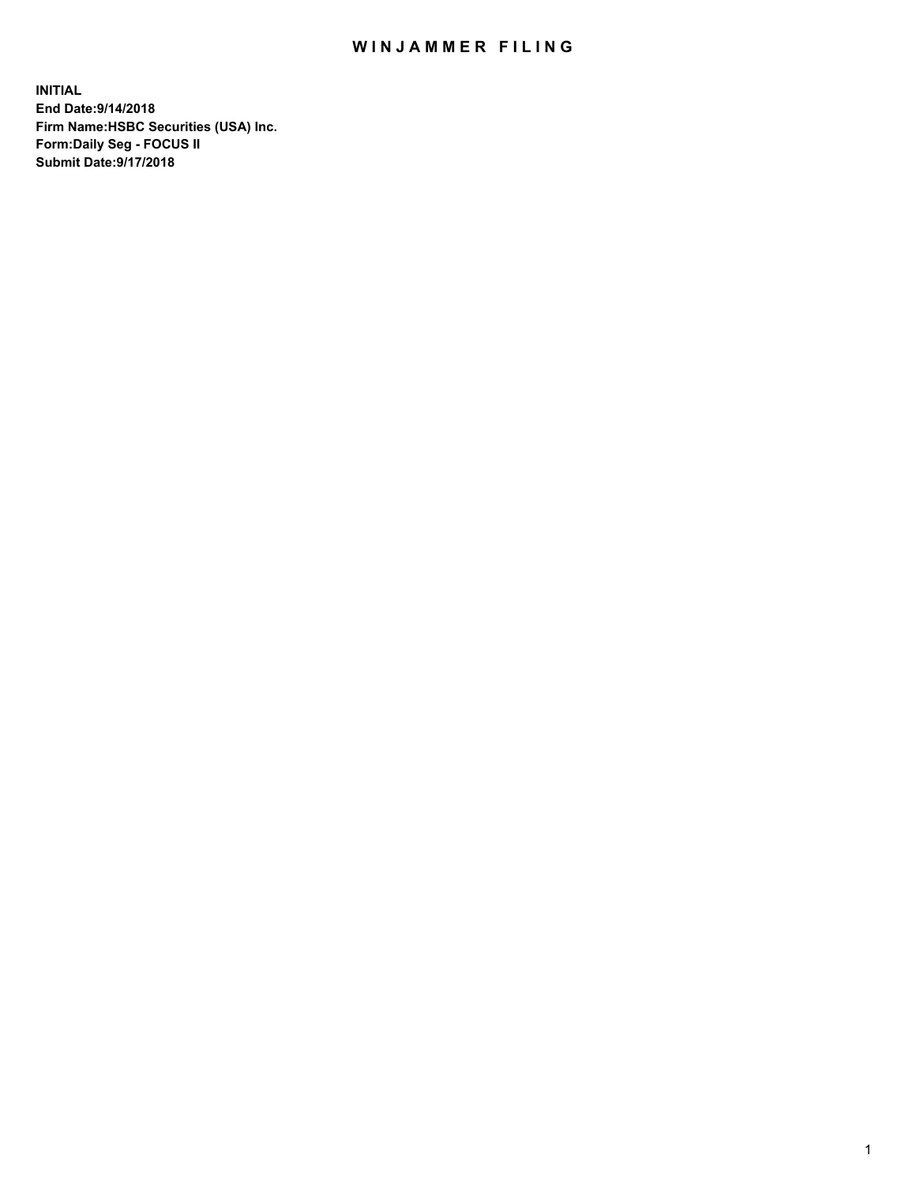# WINJAMMER FILING

**INITIAL**
**End Date:9/14/2018**
**Firm Name:HSBC Securities (USA) Inc.**
**Form:Daily Seg - FOCUS II**
**Submit Date:9/17/2018**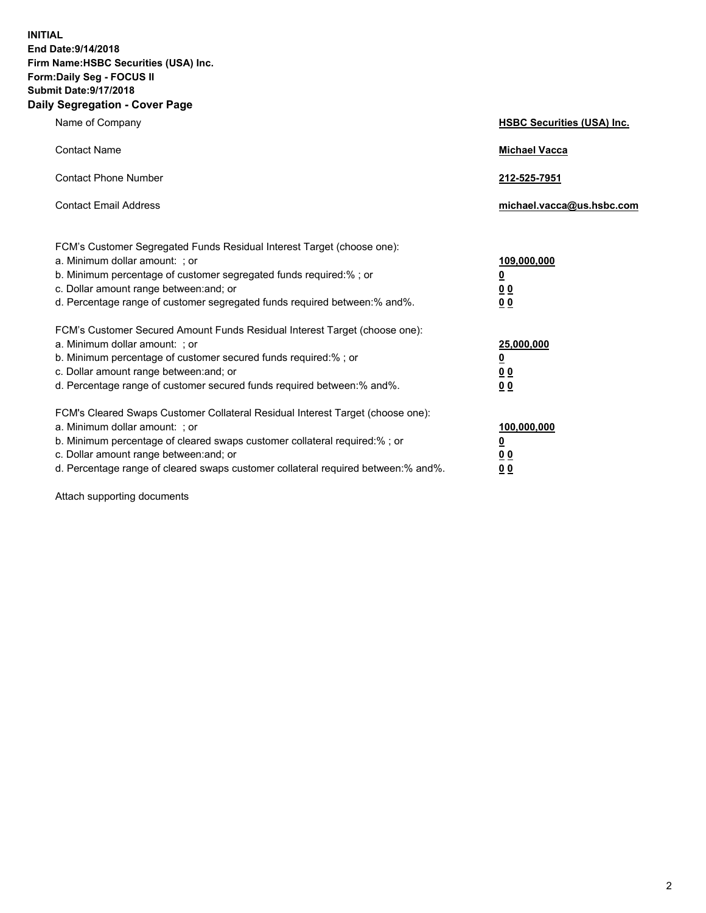**INITIAL**
**End Date:9/14/2018**
**Firm Name:HSBC Securities (USA) Inc.**
**Form:Daily Seg - FOCUS II**
**Submit Date:9/17/2018**

## Daily Segregation - Cover Page

| | |
|---|---|
| Name of Company | **HSBC Securities (USA) Inc.** |
| Contact Name | **Michael Vacca** |
| Contact Phone Number | **212-525-7951** |
| Contact Email Address | **michael.vacca@us.hsbc.com** |

| | |
|---|---|
| FCM's Customer Segregated Funds Residual Interest Target (choose one): | |
| a. Minimum dollar amount: ; or | **109,000,000** |
| b. Minimum percentage of customer segregated funds required:% ; or | **0** |
| c. Dollar amount range between:and; or | **0 0** |
| d. Percentage range of customer segregated funds required between:% and%. | **0 0** |
| FCM's Customer Secured Amount Funds Residual Interest Target (choose one): | |
| a. Minimum dollar amount: ; or | **25,000,000** |
| b. Minimum percentage of customer secured funds required:% ; or | **0** |
| c. Dollar amount range between:and; or | **0 0** |
| d. Percentage range of customer secured funds required between:% and%. | **0 0** |
| FCM's Cleared Swaps Customer Collateral Residual Interest Target (choose one): | |
| a. Minimum dollar amount: ; or | **100,000,000** |
| b. Minimum percentage of cleared swaps customer collateral required:% ; or | **0** |
| c. Dollar amount range between:and; or | **0 0** |
| d. Percentage range of cleared swaps customer collateral required between:% and%. | **0 0** |

Attach supporting documents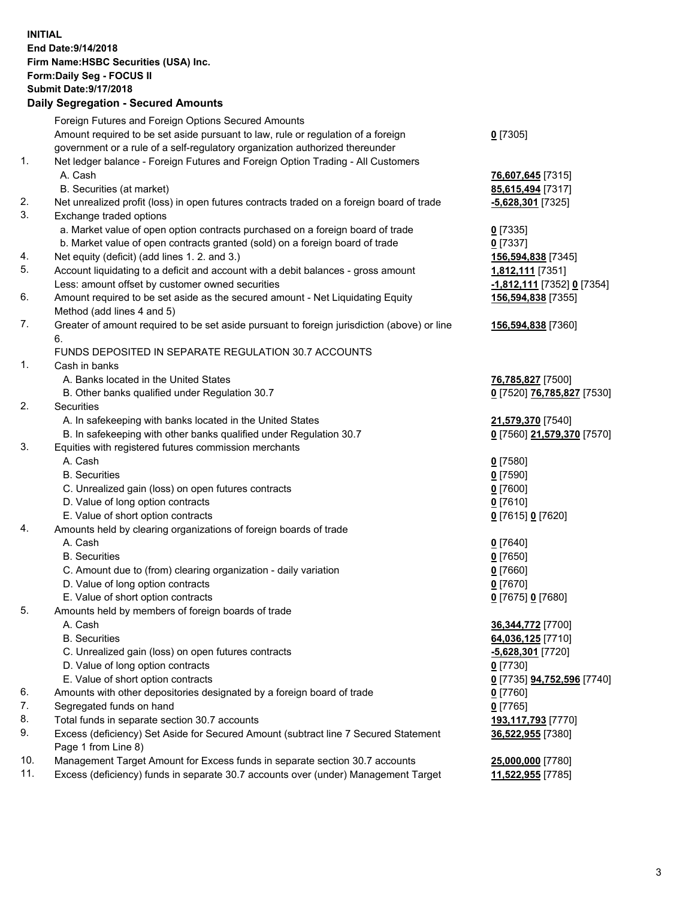**INITIAL**
**End Date:9/14/2018**
**Firm Name:HSBC Securities (USA) Inc.**
**Form:Daily Seg - FOCUS II**
**Submit Date:9/17/2018**

## Daily Segregation - Secured Amounts

| | | |
|---|---|---|
| | Foreign Futures and Foreign Options Secured Amounts | |
| | Amount required to be set aside pursuant to law, rule or regulation of a foreign government or a rule of a self-regulatory organization authorized thereunder | **0** [7305] |
| 1. | Net ledger balance - Foreign Futures and Foreign Option Trading - All Customers | |
| | A. Cash | **76,607,645** [7315] |
| | B. Securities (at market) | **85,615,494** [7317] |
| 2. | Net unrealized profit (loss) in open futures contracts traded on a foreign board of trade | **-5,628,301** [7325] |
| 3. | Exchange traded options | |
| | a. Market value of open option contracts purchased on a foreign board of trade | **0** [7335] |
| | b. Market value of open contracts granted (sold) on a foreign board of trade | **0** [7337] |
| 4. | Net equity (deficit) (add lines 1. 2. and 3.) | **156,594,838** [7345] |
| 5. | Account liquidating to a deficit and account with a debit balances - gross amount | **1,812,111** [7351] |
| | Less: amount offset by customer owned securities | **-1,812,111** [7352] **0** [7354] |
| 6. | Amount required to be set aside as the secured amount - Net Liquidating Equity Method (add lines 4 and 5) | **156,594,838** [7355] |
| 7. | Greater of amount required to be set aside pursuant to foreign jurisdiction (above) or line 6. | **156,594,838** [7360] |
| | FUNDS DEPOSITED IN SEPARATE REGULATION 30.7 ACCOUNTS | |
| 1. | Cash in banks | |
| | A. Banks located in the United States | **76,785,827** [7500] |
| | B. Other banks qualified under Regulation 30.7 | **0** [7520] **76,785,827** [7530] |
| 2. | Securities | |
| | A. In safekeeping with banks located in the United States | **21,579,370** [7540] |
| | B. In safekeeping with other banks qualified under Regulation 30.7 | **0** [7560] **21,579,370** [7570] |
| 3. | Equities with registered futures commission merchants | |
| | A. Cash | **0** [7580] |
| | B. Securities | **0** [7590] |
| | C. Unrealized gain (loss) on open futures contracts | **0** [7600] |
| | D. Value of long option contracts | **0** [7610] |
| | E. Value of short option contracts | **0** [7615] **0** [7620] |
| 4. | Amounts held by clearing organizations of foreign boards of trade | |
| | A. Cash | **0** [7640] |
| | B. Securities | **0** [7650] |
| | C. Amount due to (from) clearing organization - daily variation | **0** [7660] |
| | D. Value of long option contracts | **0** [7670] |
| | E. Value of short option contracts | **0** [7675] **0** [7680] |
| 5. | Amounts held by members of foreign boards of trade | |
| | A. Cash | **36,344,772** [7700] |
| | B. Securities | **64,036,125** [7710] |
| | C. Unrealized gain (loss) on open futures contracts | **-5,628,301** [7720] |
| | D. Value of long option contracts | **0** [7730] |
| | E. Value of short option contracts | **0** [7735] **94,752,596** [7740] |
| 6. | Amounts with other depositories designated by a foreign board of trade | **0** [7760] |
| 7. | Segregated funds on hand | **0** [7765] |
| 8. | Total funds in separate section 30.7 accounts | **193,117,793** [7770] |
| 9. | Excess (deficiency) Set Aside for Secured Amount (subtract line 7 Secured Statement Page 1 from Line 8) | **36,522,955** [7380] |
| 10. | Management Target Amount for Excess funds in separate section 30.7 accounts | **25,000,000** [7780] |
| 11. | Excess (deficiency) funds in separate 30.7 accounts over (under) Management Target | **11,522,955** [7785] |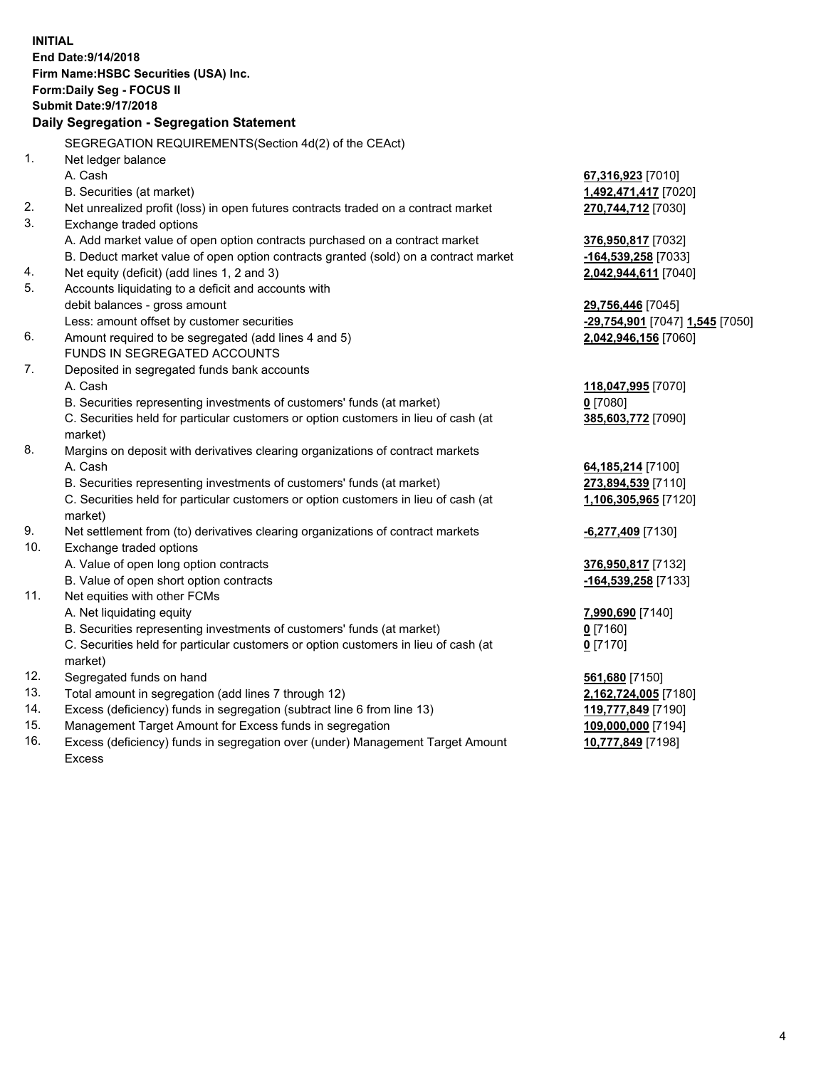**INITIAL**
**End Date:9/14/2018**
**Firm Name:HSBC Securities (USA) Inc.**
**Form:Daily Seg - FOCUS II**
**Submit Date:9/17/2018**

## Daily Segregation - Segregation Statement

SEGREGATION REQUIREMENTS(Section 4d(2) of the CEAct)

| | | |
|---|---|---|
| 1. | Net ledger balance | |
| | A. Cash | **67,316,923** [7010] |
| | B. Securities (at market) | **1,492,471,417** [7020] |
| 2. | Net unrealized profit (loss) in open futures contracts traded on a contract market | **270,744,712** [7030] |
| 3. | Exchange traded options | |
| | A. Add market value of open option contracts purchased on a contract market | **376,950,817** [7032] |
| | B. Deduct market value of open option contracts granted (sold) on a contract market | **-164,539,258** [7033] |
| 4. | Net equity (deficit) (add lines 1, 2 and 3) | **2,042,944,611** [7040] |
| 5. | Accounts liquidating to a deficit and accounts with debit balances - gross amount | **29,756,446** [7045] |
| | Less: amount offset by customer securities | **-29,754,901** [7047] **1,545** [7050] |
| 6. | Amount required to be segregated (add lines 4 and 5) | **2,042,946,156** [7060] |
| | FUNDS IN SEGREGATED ACCOUNTS | |
| 7. | Deposited in segregated funds bank accounts | |
| | A. Cash | **118,047,995** [7070] |
| | B. Securities representing investments of customers' funds (at market) | **0** [7080] |
| | C. Securities held for particular customers or option customers in lieu of cash (at market) | **385,603,772** [7090] |
| 8. | Margins on deposit with derivatives clearing organizations of contract markets | |
| | A. Cash | **64,185,214** [7100] |
| | B. Securities representing investments of customers' funds (at market) | **273,894,539** [7110] |
| | C. Securities held for particular customers or option customers in lieu of cash (at market) | **1,106,305,965** [7120] |
| 9. | Net settlement from (to) derivatives clearing organizations of contract markets | **-6,277,409** [7130] |
| 10. | Exchange traded options | |
| | A. Value of open long option contracts | **376,950,817** [7132] |
| | B. Value of open short option contracts | **-164,539,258** [7133] |
| 11. | Net equities with other FCMs | |
| | A. Net liquidating equity | **7,990,690** [7140] |
| | B. Securities representing investments of customers' funds (at market) | **0** [7160] |
| | C. Securities held for particular customers or option customers in lieu of cash (at market) | **0** [7170] |
| 12. | Segregated funds on hand | **561,680** [7150] |
| 13. | Total amount in segregation (add lines 7 through 12) | **2,162,724,005** [7180] |
| 14. | Excess (deficiency) funds in segregation (subtract line 6 from line 13) | **119,777,849** [7190] |
| 15. | Management Target Amount for Excess funds in segregation | **109,000,000** [7194] |
| 16. | Excess (deficiency) funds in segregation over (under) Management Target Amount Excess | **10,777,849** [7198] |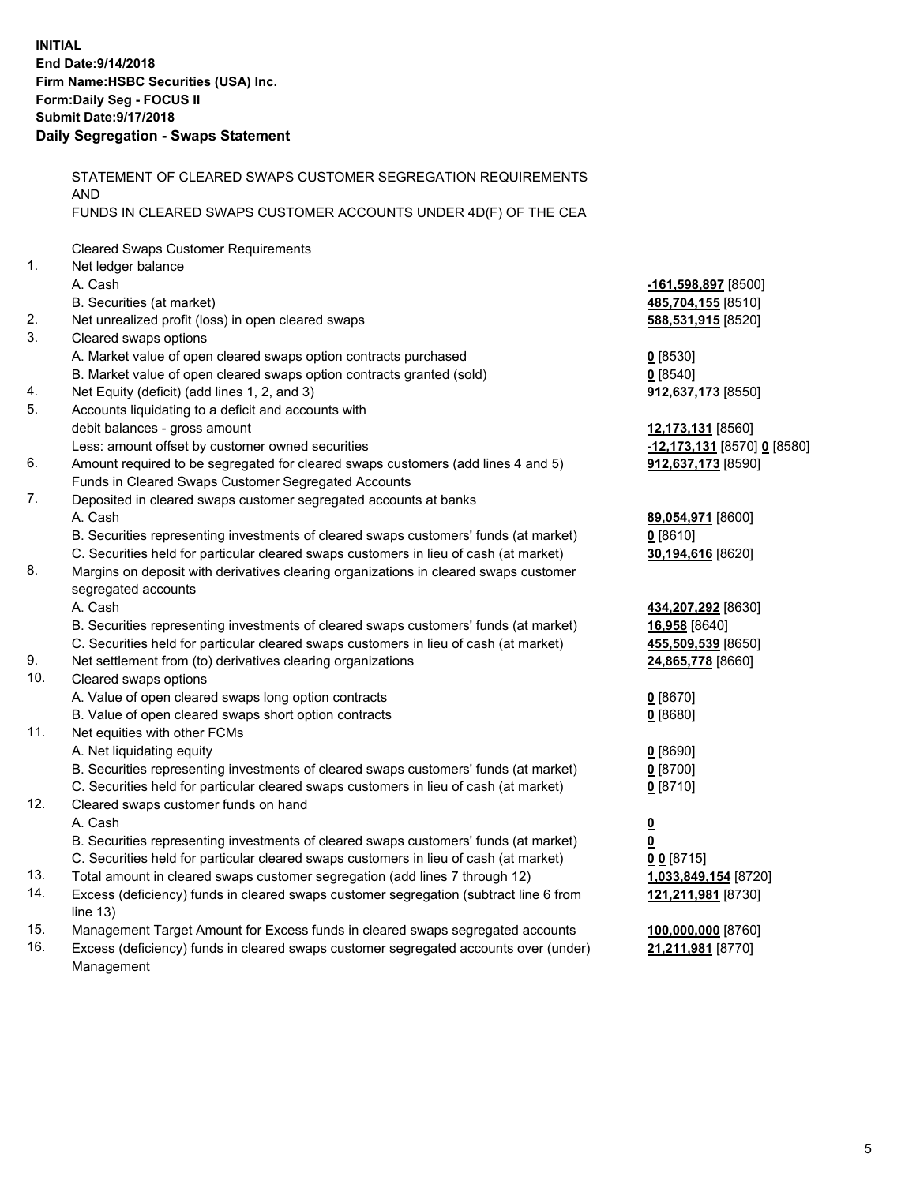**INITIAL**
**End Date:9/14/2018**
**Firm Name:HSBC Securities (USA) Inc.**
**Form:Daily Seg - FOCUS II**
**Submit Date:9/17/2018**
**Daily Segregation - Swaps Statement**

STATEMENT OF CLEARED SWAPS CUSTOMER SEGREGATION REQUIREMENTS AND FUNDS IN CLEARED SWAPS CUSTOMER ACCOUNTS UNDER 4D(F) OF THE CEA

| | | |
|---|---|---|
| | Cleared Swaps Customer Requirements | |
| 1. | Net ledger balance | |
| | A. Cash | **-161,598,897** [8500] |
| | B. Securities (at market) | **485,704,155** [8510] |
| 2. | Net unrealized profit (loss) in open cleared swaps | **588,531,915** [8520] |
| 3. | Cleared swaps options | |
| | A. Market value of open cleared swaps option contracts purchased | **0** [8530] |
| | B. Market value of open cleared swaps option contracts granted (sold) | **0** [8540] |
| 4. | Net Equity (deficit) (add lines 1, 2, and 3) | **912,637,173** [8550] |
| 5. | Accounts liquidating to a deficit and accounts with debit balances - gross amount | **12,173,131** [8560] |
| | Less: amount offset by customer owned securities | **-12,173,131** [8570] **0** [8580] |
| 6. | Amount required to be segregated for cleared swaps customers (add lines 4 and 5) | **912,637,173** [8590] |
| | Funds in Cleared Swaps Customer Segregated Accounts | |
| 7. | Deposited in cleared swaps customer segregated accounts at banks | |
| | A. Cash | **89,054,971** [8600] |
| | B. Securities representing investments of cleared swaps customers' funds (at market) | **0** [8610] |
| | C. Securities held for particular cleared swaps customers in lieu of cash (at market) | **30,194,616** [8620] |
| 8. | Margins on deposit with derivatives clearing organizations in cleared swaps customer segregated accounts | |
| | A. Cash | **434,207,292** [8630] |
| | B. Securities representing investments of cleared swaps customers' funds (at market) | **16,958** [8640] |
| | C. Securities held for particular cleared swaps customers in lieu of cash (at market) | **455,509,539** [8650] |
| 9. | Net settlement from (to) derivatives clearing organizations | **24,865,778** [8660] |
| 10. | Cleared swaps options | |
| | A. Value of open cleared swaps long option contracts | **0** [8670] |
| | B. Value of open cleared swaps short option contracts | **0** [8680] |
| 11. | Net equities with other FCMs | |
| | A. Net liquidating equity | **0** [8690] |
| | B. Securities representing investments of cleared swaps customers' funds (at market) | **0** [8700] |
| | C. Securities held for particular cleared swaps customers in lieu of cash (at market) | **0** [8710] |
| 12. | Cleared swaps customer funds on hand | |
| | A. Cash | **0** |
| | B. Securities representing investments of cleared swaps customers' funds (at market) | **0** |
| | C. Securities held for particular cleared swaps customers in lieu of cash (at market) | **0** **0** [8715] |
| 13. | Total amount in cleared swaps customer segregation (add lines 7 through 12) | **1,033,849,154** [8720] |
| 14. | Excess (deficiency) funds in cleared swaps customer segregation (subtract line 6 from line 13) | **121,211,981** [8730] |
| 15. | Management Target Amount for Excess funds in cleared swaps segregated accounts | **100,000,000** [8760] |
| 16. | Excess (deficiency) funds in cleared swaps customer segregated accounts over (under) Management | **21,211,981** [8770] |